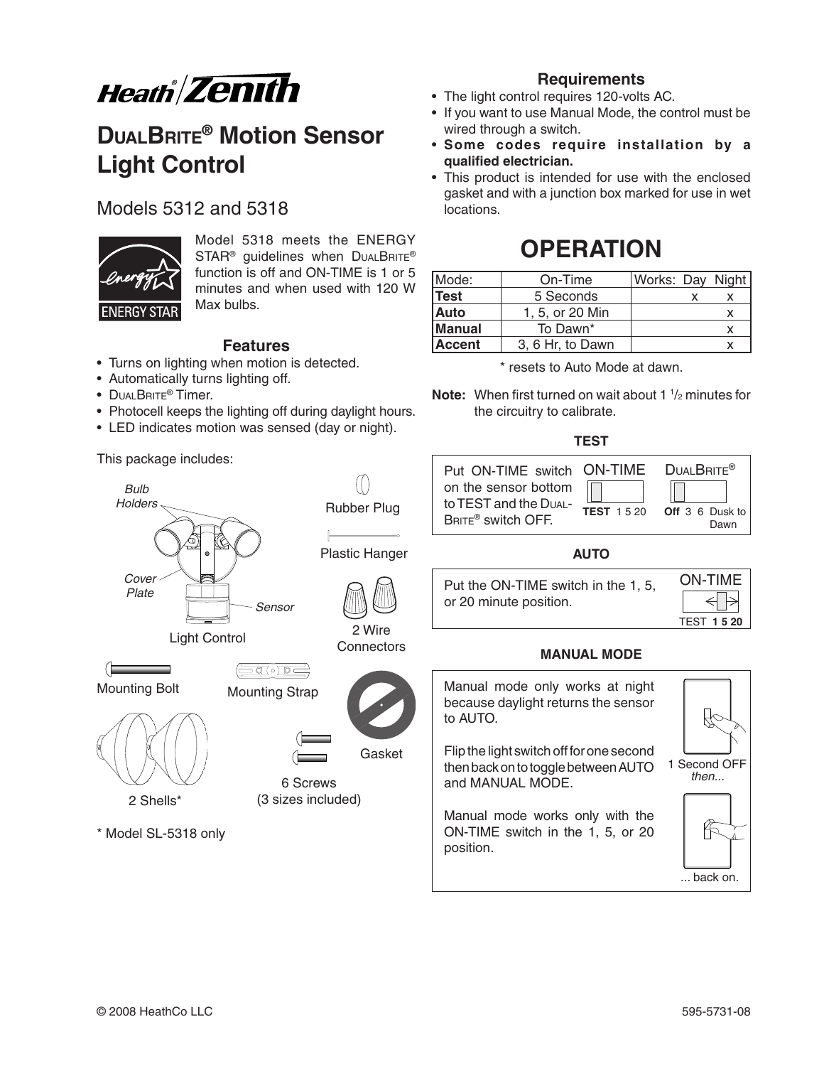Heath/Zenith

# DualBrite® Motion Sensor Light Control

## Models 5312 and 5318

ENERGY STAR

Model 5318 meets the ENERGY STAR® guidelines when DualBrite® function is off and ON-TIME is 1 or 5 minutes and when used with 120 W Max bulbs.

### Features

- Turns on lighting when motion is detected.
- Automatically turns lighting off.
- DualBrite® Timer.
- Photocell keeps the lighting off during daylight hours.
- LED indicates motion was sensed (day or night).

This package includes:

Bulb Holders

Cover Plate

Sensor

Light Control

Rubber Plug

Plastic Hanger

2 Wire Connectors

Mounting Bolt

Mounting Strap

Gasket

2 Shells*

6 Screws (3 sizes included)

\* Model SL-5318 only

### Requirements

- The light control requires 120-volts AC.
- If you want to use Manual Mode, the control must be wired through a switch.
- **Some codes require installation by a qualified electrician.**
- This product is intended for use with the enclosed gasket and with a junction box marked for use in wet locations.

# OPERATION

| Mode: | On-Time | Works: Day | Night |
|---|---|---|---|
| **Test** | 5 Seconds | x | x |
| **Auto** | 1, 5, or 20 Min | | x |
| **Manual** | To Dawn* | | x |
| **Accent** | 3, 6 Hr, to Dawn | | x |

\* resets to Auto Mode at dawn.

**Note:** When first turned on wait about 1 $1/2$ minutes for the circuitry to calibrate.

#### TEST

Put ON-TIME switch on the sensor bottom to TEST and the DualBrite® switch OFF.

ON-TIME: **TEST** 1 5 20

DualBrite®: **Off** 3 6 Dusk to Dawn

#### AUTO

Put the ON-TIME switch in the 1, 5, or 20 minute position.

ON-TIME: TEST **1 5 20**

#### MANUAL MODE

Manual mode only works at night because daylight returns the sensor to AUTO.

Flip the light switch off for one second then back on to toggle between AUTO and MANUAL MODE.

Manual mode works only with the ON-TIME switch in the 1, 5, or 20 position.

1 Second OFF *then...*

... back on.

© 2008 HeathCo LLC

595-5731-08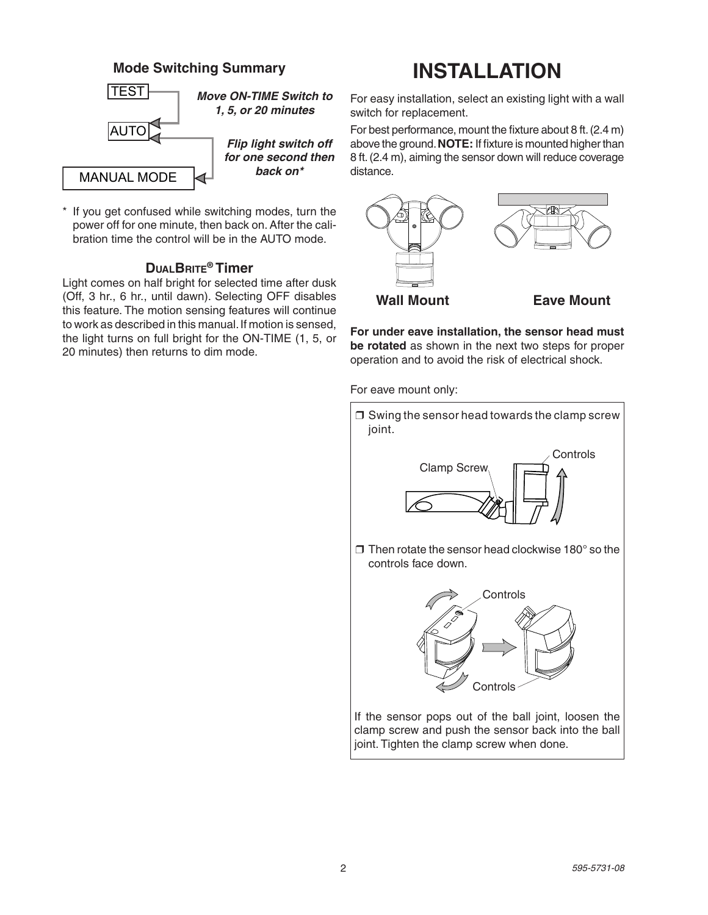## Mode Switching Summary

TEST

AUTO

MANUAL MODE

***Move ON-TIME Switch to 1, 5, or 20 minutes***

***Flip light switch off for one second then back on****

\* If you get confused while switching modes, turn the power off for one minute, then back on. After the calibration time the control will be in the AUTO mode.

### DualBrite® Timer

Light comes on half bright for selected time after dusk (Off, 3 hr., 6 hr., until dawn). Selecting OFF disables this feature. The motion sensing features will continue to work as described in this manual. If motion is sensed, the light turns on full bright for the ON-TIME (1, 5, or 20 minutes) then returns to dim mode.

# INSTALLATION

For easy installation, select an existing light with a wall switch for replacement.

For best performance, mount the fixture about 8 ft. (2.4 m) above the ground. **NOTE:** If fixture is mounted higher than 8 ft. (2.4 m), aiming the sensor down will reduce coverage distance.

**Wall Mount** **Eave Mount**

**For under eave installation, the sensor head must be rotated** as shown in the next two steps for proper operation and to avoid the risk of electrical shock.

For eave mount only:

- ❒ Swing the sensor head towards the clamp screw joint.

Controls

Clamp Screw

- ❒ Then rotate the sensor head clockwise 180° so the controls face down.

Controls

Controls

If the sensor pops out of the ball joint, loosen the clamp screw and push the sensor back into the ball joint. Tighten the clamp screw when done.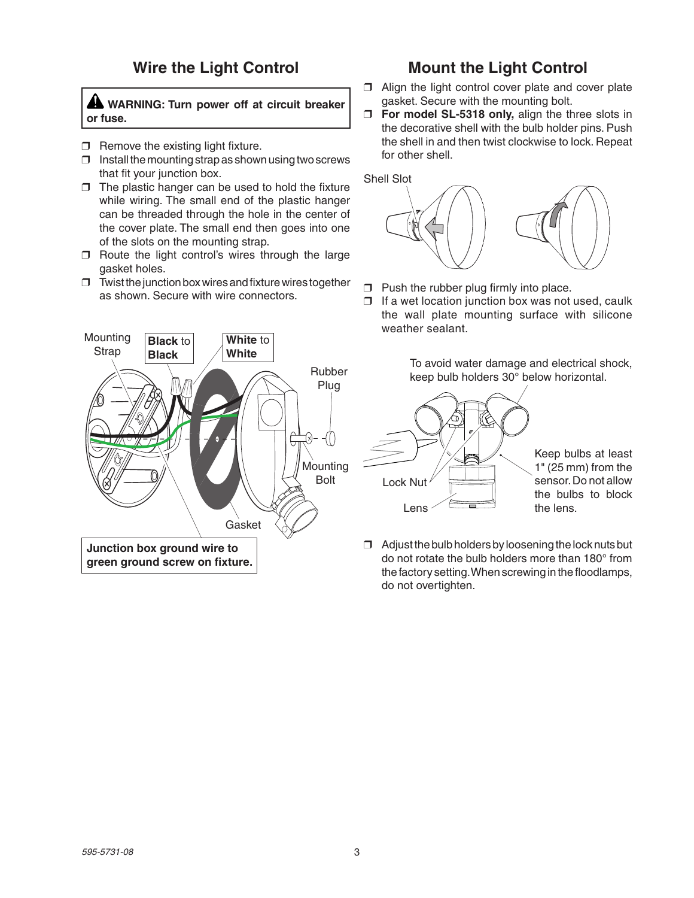## Wire the Light Control

**⚠ WARNING: Turn power off at circuit breaker or fuse.**

- ❒ Remove the existing light fixture.
- ❒ Install the mounting strap as shown using two screws that fit your junction box.
- ❒ The plastic hanger can be used to hold the fixture while wiring. The small end of the plastic hanger can be threaded through the hole in the center of the cover plate. The small end then goes into one of the slots on the mounting strap.
- ❒ Route the light control's wires through the large gasket holes.
- ❒ Twist the junction box wires and fixture wires together as shown. Secure with wire connectors.

Mounting Strap

**Black** to **Black**

**White** to **White**

Rubber Plug

Mounting Bolt

Gasket

**Junction box ground wire to green ground screw on fixture.**

## Mount the Light Control

- ❒ Align the light control cover plate and cover plate gasket. Secure with the mounting bolt.
- ❒ **For model SL-5318 only,** align the three slots in the decorative shell with the bulb holder pins. Push the shell in and then twist clockwise to lock. Repeat for other shell.

Shell Slot

- ❒ Push the rubber plug firmly into place.
- ❒ If a wet location junction box was not used, caulk the wall plate mounting surface with silicone weather sealant.

To avoid water damage and electrical shock, keep bulb holders 30° below horizontal.

Keep bulbs at least 1" (25 mm) from the sensor. Do not allow the bulbs to block the lens.

Lock Nut

Lens

- ❒ Adjust the bulb holders by loosening the lock nuts but do not rotate the bulb holders more than 180° from the factory setting. When screwing in the floodlamps, do not overtighten.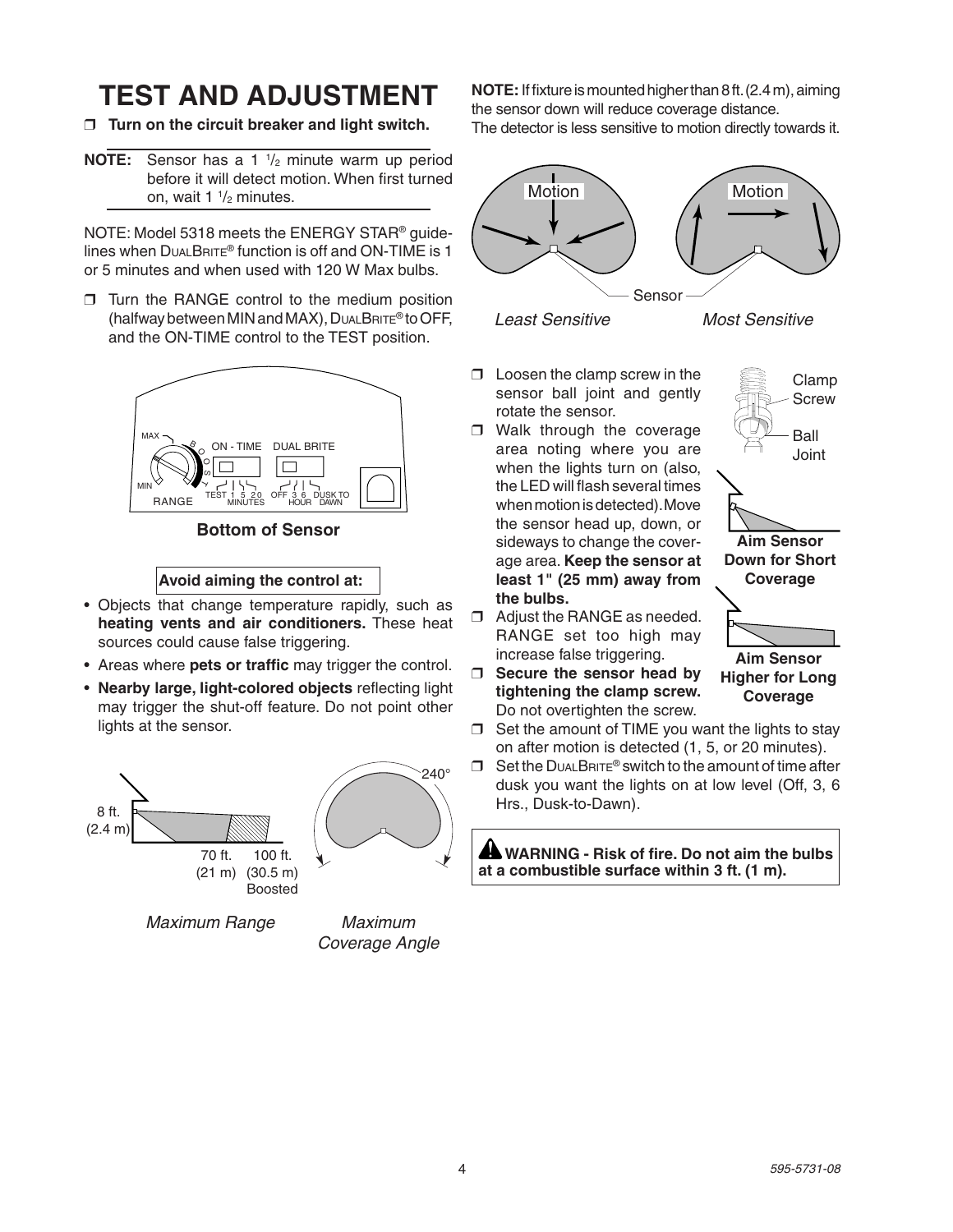# TEST AND ADJUSTMENT

❒ **Turn on the circuit breaker and light switch.**

**NOTE:** Sensor has a 1 1/2 minute warm up period before it will detect motion. When first turned on, wait 1 1/2 minutes.

NOTE: Model 5318 meets the ENERGY STAR® guidelines when DualBrite® function is off and ON-TIME is 1 or 5 minutes and when used with 120 W Max bulbs.

❒ Turn the RANGE control to the medium position (halfway between MIN and MAX), DualBrite® to OFF, and the ON-TIME control to the TEST position.

MAX
BOOST
MIN
RANGE
ON - TIME
TEST 1 5 20
MINUTES
DUAL BRITE
OFF 3 6 DUSK TO
HOUR DAWN

**Bottom of Sensor**

**Avoid aiming the control at:**

- Objects that change temperature rapidly, such as **heating vents and air conditioners.** These heat sources could cause false triggering.
- Areas where **pets or traffic** may trigger the control.
- **Nearby large, light-colored objects** reflecting light may trigger the shut-off feature. Do not point other lights at the sensor.

8 ft.
(2.4 m)
70 ft.
(21 m)
100 ft.
(30.5 m)
Boosted

*Maximum Range*

240°

*Maximum Coverage Angle*

**NOTE:** If fixture is mounted higher than 8 ft. (2.4 m), aiming the sensor down will reduce coverage distance.
The detector is less sensitive to motion directly towards it.

Motion
Motion
Sensor

*Least Sensitive* *Most Sensitive*

❒ Loosen the clamp screw in the sensor ball joint and gently rotate the sensor.

❒ Walk through the coverage area noting where you are when the lights turn on (also, the LED will flash several times when motion is detected). Move the sensor head up, down, or sideways to change the coverage area. **Keep the sensor at least 1" (25 mm) away from the bulbs.**

❒ Adjust the RANGE as needed. RANGE set too high may increase false triggering.

❒ **Secure the sensor head by tightening the clamp screw.** Do not overtighten the screw.

Clamp Screw
Ball Joint

**Aim Sensor Down for Short Coverage**

**Aim Sensor Higher for Long Coverage**

❒ Set the amount of TIME you want the lights to stay on after motion is detected (1, 5, or 20 minutes).

❒ Set the DualBrite® switch to the amount of time after dusk you want the lights on at low level (Off, 3, 6 Hrs., Dusk-to-Dawn).

**⚠ WARNING - Risk of fire. Do not aim the bulbs at a combustible surface within 3 ft. (1 m).**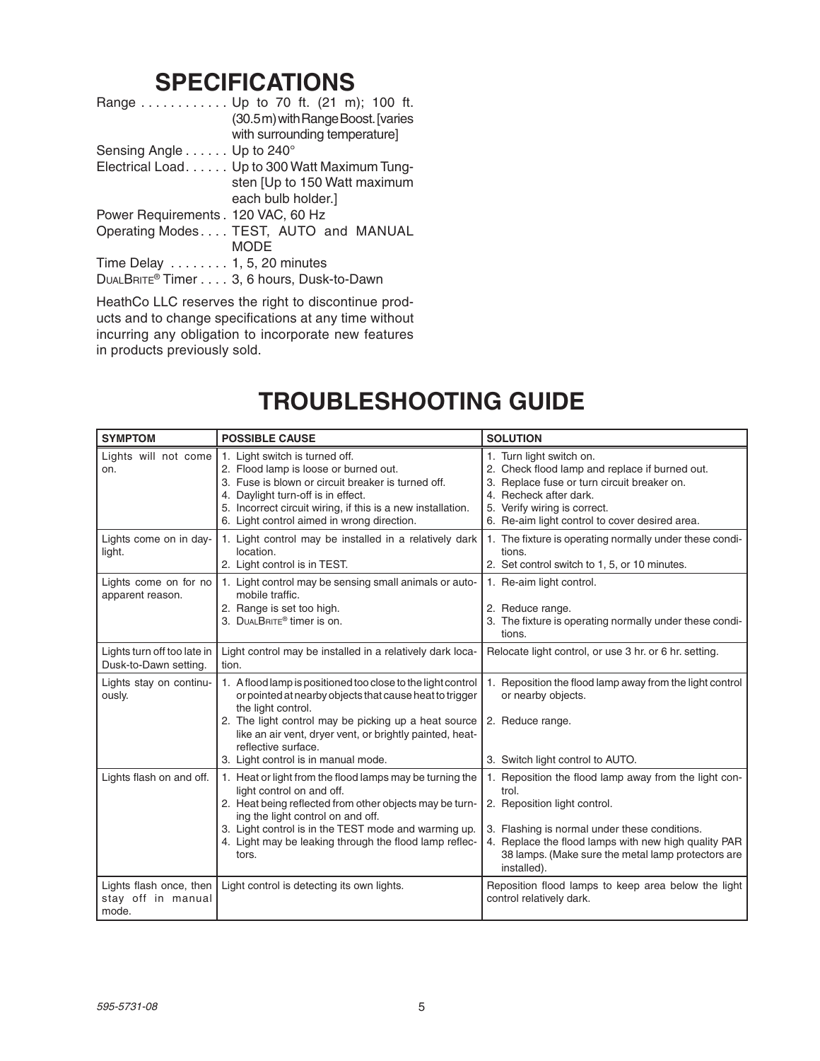# SPECIFICATIONS

Range . . . . . . . . . . . . Up to 70 ft. (21 m); 100 ft. (30.5 m) with Range Boost. [varies with surrounding temperature]

Sensing Angle . . . . . . Up to 240°

Electrical Load. . . . . . Up to 300 Watt Maximum Tungsten [Up to 150 Watt maximum each bulb holder.]

Power Requirements . 120 VAC, 60 Hz

Operating Modes. . . . TEST, AUTO and MANUAL MODE

Time Delay . . . . . . . . 1, 5, 20 minutes

DualBrite® Timer . . . . 3, 6 hours, Dusk-to-Dawn

HeathCo LLC reserves the right to discontinue products and to change specifications at any time without incurring any obligation to incorporate new features in products previously sold.

# TROUBLESHOOTING GUIDE

| SYMPTOM | POSSIBLE CAUSE | SOLUTION |
|---|---|---|
| Lights will not come on. | 1. Light switch is turned off.<br>2. Flood lamp is loose or burned out.<br>3. Fuse is blown or circuit breaker is turned off.<br>4. Daylight turn-off is in effect.<br>5. Incorrect circuit wiring, if this is a new installation.<br>6. Light control aimed in wrong direction. | 1. Turn light switch on.<br>2. Check flood lamp and replace if burned out.<br>3. Replace fuse or turn circuit breaker on.<br>4. Recheck after dark.<br>5. Verify wiring is correct.<br>6. Re-aim light control to cover desired area. |
| Lights come on in daylight. | 1. Light control may be installed in a relatively dark location.<br>2. Light control is in TEST. | 1. The fixture is operating normally under these conditions.<br>2. Set control switch to 1, 5, or 10 minutes. |
| Lights come on for no apparent reason. | 1. Light control may be sensing small animals or automobile traffic.<br>2. Range is set too high.<br>3. DualBrite® timer is on. | 1. Re-aim light control.<br>2. Reduce range.<br>3. The fixture is operating normally under these conditions. |
| Lights turn off too late in Dusk-to-Dawn setting. | Light control may be installed in a relatively dark location. | Relocate light control, or use 3 hr. or 6 hr. setting. |
| Lights stay on continuously. | 1. A flood lamp is positioned too close to the light control or pointed at nearby objects that cause heat to trigger the light control.<br>2. The light control may be picking up a heat source like an air vent, dryer vent, or brightly painted, heat-reflective surface.<br>3. Light control is in manual mode. | 1. Reposition the flood lamp away from the light control or nearby objects.<br>2. Reduce range.<br>3. Switch light control to AUTO. |
| Lights flash on and off. | 1. Heat or light from the flood lamps may be turning the light control on and off.<br>2. Heat being reflected from other objects may be turning the light control on and off.<br>3. Light control is in the TEST mode and warming up.<br>4. Light may be leaking through the flood lamp reflectors. | 1. Reposition the flood lamp away from the light control.<br>2. Reposition light control.<br>3. Flashing is normal under these conditions.<br>4. Replace the flood lamps with new high quality PAR 38 lamps. (Make sure the metal lamp protectors are installed). |
| Lights flash once, then stay off in manual mode. | Light control is detecting its own lights. | Reposition flood lamps to keep area below the light control relatively dark. |

595-5731-08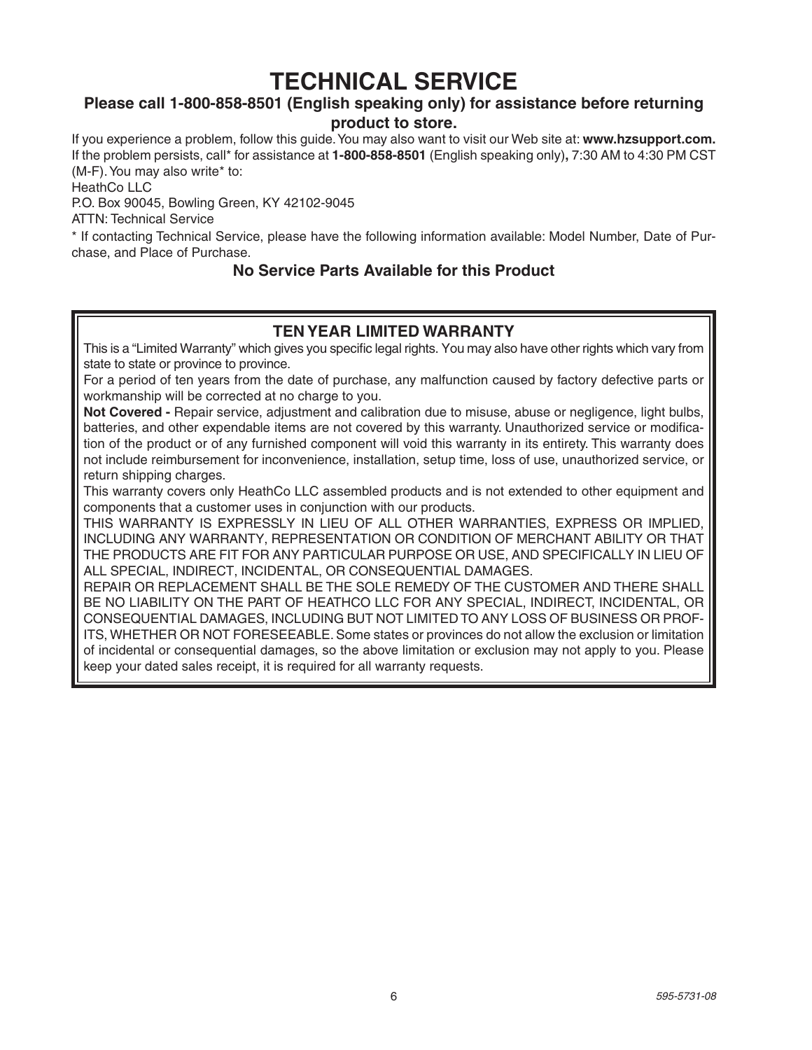# TECHNICAL SERVICE

### Please call 1-800-858-8501 (English speaking only) for assistance before returning product to store.

If you experience a problem, follow this guide. You may also want to visit our Web site at: **www.hzsupport.com.** If the problem persists, call* for assistance at **1-800-858-8501** (English speaking only)**,** 7:30 AM to 4:30 PM CST (M-F). You may also write* to:

HeathCo LLC
P.O. Box 90045, Bowling Green, KY 42102-9045
ATTN: Technical Service

* If contacting Technical Service, please have the following information available: Model Number, Date of Purchase, and Place of Purchase.

### No Service Parts Available for this Product

## TEN YEAR LIMITED WARRANTY

This is a "Limited Warranty" which gives you specific legal rights. You may also have other rights which vary from state to state or province to province.

For a period of ten years from the date of purchase, any malfunction caused by factory defective parts or workmanship will be corrected at no charge to you.

**Not Covered -** Repair service, adjustment and calibration due to misuse, abuse or negligence, light bulbs, batteries, and other expendable items are not covered by this warranty. Unauthorized service or modification of the product or of any furnished component will void this warranty in its entirety. This warranty does not include reimbursement for inconvenience, installation, setup time, loss of use, unauthorized service, or return shipping charges.

This warranty covers only HeathCo LLC assembled products and is not extended to other equipment and components that a customer uses in conjunction with our products.

THIS WARRANTY IS EXPRESSLY IN LIEU OF ALL OTHER WARRANTIES, EXPRESS OR IMPLIED, INCLUDING ANY WARRANTY, REPRESENTATION OR CONDITION OF MERCHANT ABILITY OR THAT THE PRODUCTS ARE FIT FOR ANY PARTICULAR PURPOSE OR USE, AND SPECIFICALLY IN LIEU OF ALL SPECIAL, INDIRECT, INCIDENTAL, OR CONSEQUENTIAL DAMAGES.

REPAIR OR REPLACEMENT SHALL BE THE SOLE REMEDY OF THE CUSTOMER AND THERE SHALL BE NO LIABILITY ON THE PART OF HEATHCO LLC FOR ANY SPECIAL, INDIRECT, INCIDENTAL, OR CONSEQUENTIAL DAMAGES, INCLUDING BUT NOT LIMITED TO ANY LOSS OF BUSINESS OR PROFITS, WHETHER OR NOT FORESEEABLE. Some states or provinces do not allow the exclusion or limitation of incidental or consequential damages, so the above limitation or exclusion may not apply to you. Please keep your dated sales receipt, it is required for all warranty requests.

595-5731-08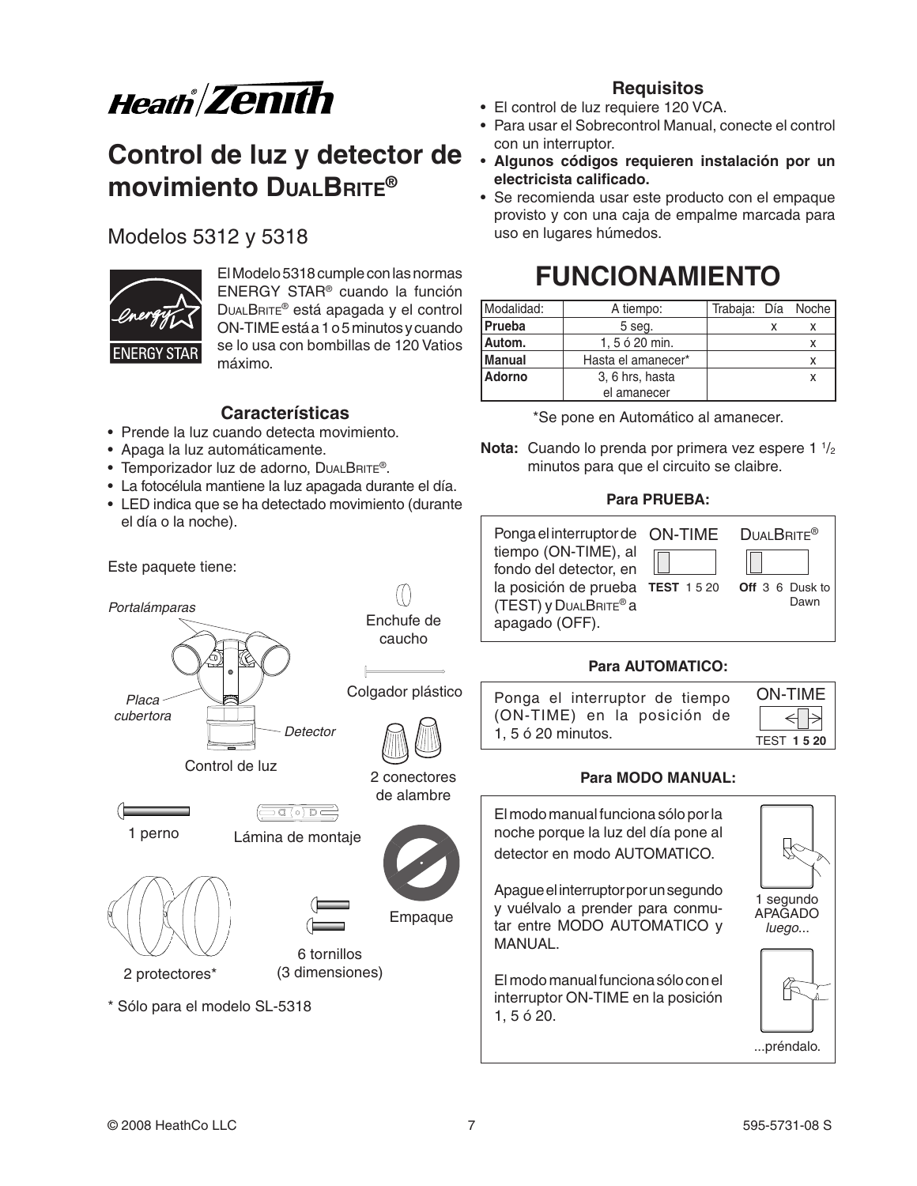Heath®/Zenith

# Control de luz y detector de movimiento DualBrite®

## Modelos 5312 y 5318

ENERGY STAR

El Modelo 5318 cumple con las normas ENERGY STAR® cuando la función DualBrite® está apagada y el control ON-TIME está a 1 o 5 minutos y cuando se lo usa con bombillas de 120 Vatios máximo.

### Características

- Prende la luz cuando detecta movimiento.
- Apaga la luz automáticamente.
- Temporizador luz de adorno, DualBrite®.
- La fotocélula mantiene la luz apagada durante el día.
- LED indica que se ha detectado movimiento (durante el día o la noche).

Este paquete tiene:

*Portalámparas*

*Placa cubertora*

*Detector*

Control de luz

Enchufe de caucho

Colgador plástico

2 conectores de alambre

1 perno

Lámina de montaje

Empaque

2 protectores*

6 tornillos (3 dimensiones)

\* Sólo para el modelo SL-5318

### Requisitos

- El control de luz requiere 120 VCA.
- Para usar el Sobrecontrol Manual, conecte el control con un interruptor.
- **Algunos códigos requieren instalación por un electricista calificado.**
- Se recomienda usar este producto con el empaque provisto y con una caja de empalme marcada para uso en lugares húmedos.

# FUNCIONAMIENTO

| Modalidad: | A tiempo: | Trabaja: Día | Noche |
|---|---|---|---|
| **Prueba** | 5 seg. | x | x |
| **Autom.** | 1, 5 ó 20 min. | | x |
| **Manual** | Hasta el amanecer* | | x |
| **Adorno** | 3, 6 hrs, hasta el amanecer | | x |

*Se pone en Automático al amanecer.

**Nota:** Cuando lo prenda por primera vez espere 1 1/2 minutos para que el circuito se claibre.

#### Para PRUEBA:

Ponga el interruptor de tiempo (ON-TIME), al fondo del detector, en la posición de prueba (TEST) y DualBrite® a apagado (OFF).

ON-TIME: **TEST** 1 5 20

DualBrite®: **Off** 3 6 Dusk to Dawn

#### Para AUTOMATICO:

Ponga el interruptor de tiempo (ON-TIME) en la posición de 1, 5 ó 20 minutos.

ON-TIME: TEST **1 5 20**

#### Para MODO MANUAL:

El modo manual funciona sólo por la noche porque la luz del día pone al detector en modo AUTOMATICO.

Apague el interruptor por un segundo y vuélvalo a prender para conmutar entre MODO AUTOMATICO y MANUAL.

El modo manual funciona sólo con el interruptor ON-TIME en la posición 1, 5 ó 20.

1 segundo APAGADO *luego...*

...préndalo.

© 2008 HeathCo LLC

595-5731-08 S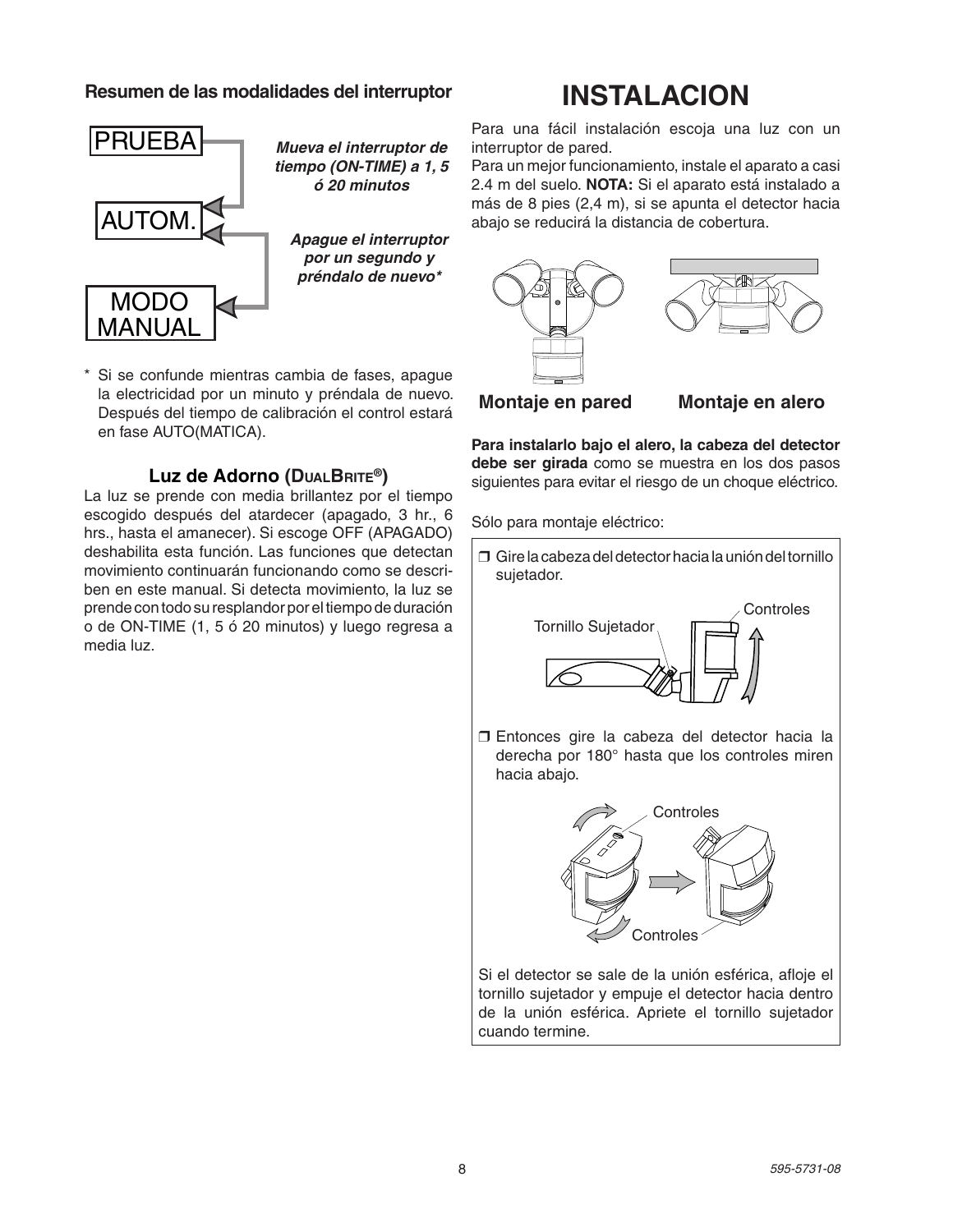**Resumen de las modalidades del interruptor**

PRUEBA

*Mueva el interruptor de tiempo (ON-TIME) a 1, 5 ó 20 minutos*

AUTOM.

*Apague el interruptor por un segundo y préndalo de nuevo**

MODO MANUAL

\* Si se confunde mientras cambia de fases, apague la electricidad por un minuto y préndala de nuevo. Después del tiempo de calibración el control estará en fase AUTO(MATICA).

### Luz de Adorno (DualBrite®)

La luz se prende con media brillantez por el tiempo escogido después del atardecer (apagado, 3 hr., 6 hrs., hasta el amanecer). Si escoge OFF (APAGADO) deshabilita esta función. Las funciones que detectan movimiento continuarán funcionando como se describen en este manual. Si detecta movimiento, la luz se prende con todo su resplandor por el tiempo de duración o de ON-TIME (1, 5 ó 20 minutos) y luego regresa a media luz.

# INSTALACION

Para una fácil instalación escoja una luz con un interruptor de pared.

Para un mejor funcionamiento, instale el aparato a casi 2.4 m del suelo. **NOTA:** Si el aparato está instalado a más de 8 pies (2,4 m), si se apunta el detector hacia abajo se reducirá la distancia de cobertura.

**Montaje en pared** **Montaje en alero**

**Para instalarlo bajo el alero, la cabeza del detector debe ser girada** como se muestra en los dos pasos siguientes para evitar el riesgo de un choque eléctrico.

Sólo para montaje eléctrico:

- ❒ Gire la cabeza del detector hacia la unión del tornillo sujetador.

Tornillo Sujetador

Controles

- ❒ Entonces gire la cabeza del detector hacia la derecha por 180° hasta que los controles miren hacia abajo.

Controles

Controles

Si el detector se sale de la unión esférica, afloje el tornillo sujetador y empuje el detector hacia dentro de la unión esférica. Apriete el tornillo sujetador cuando termine.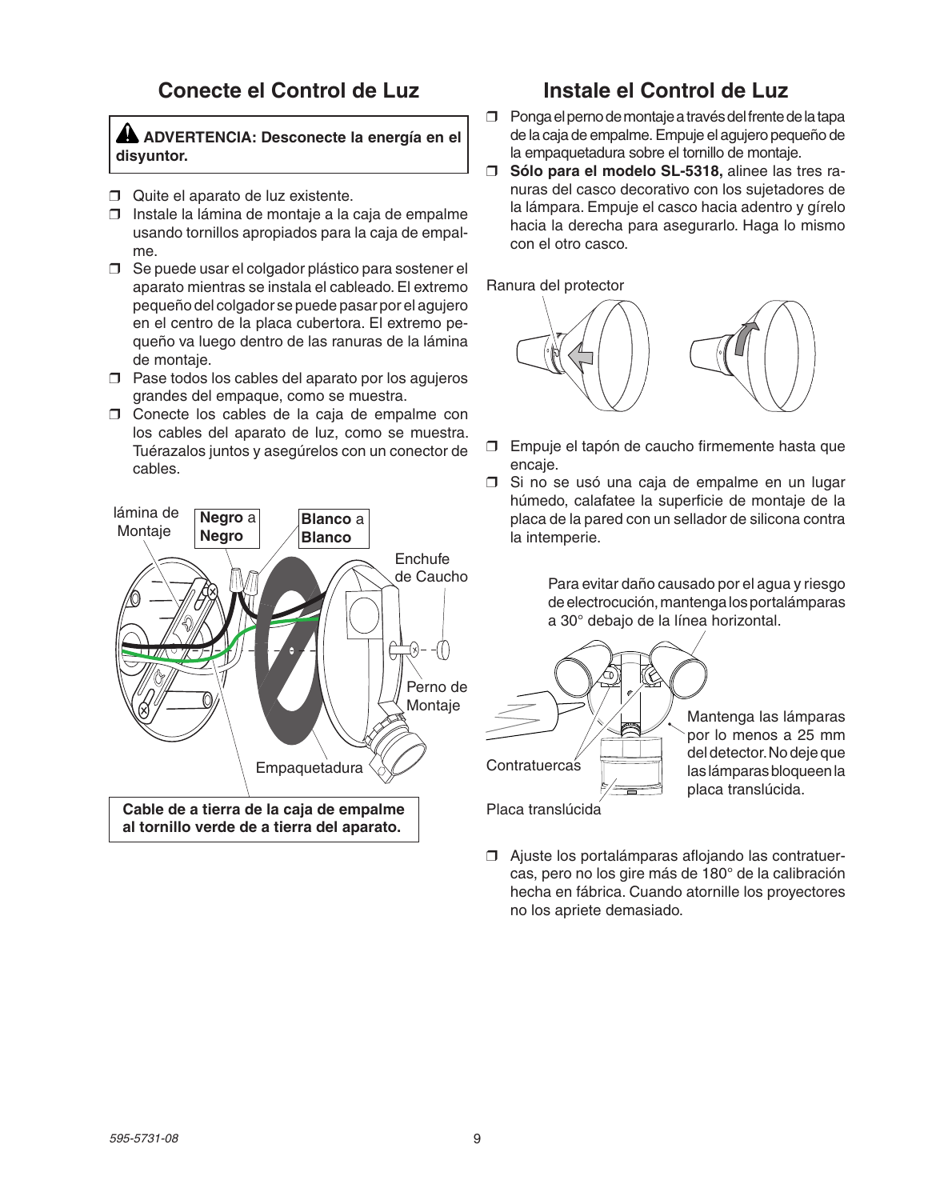## Conecte el Control de Luz

> ⚠ **ADVERTENCIA: Desconecte la energía en el disyuntor.**

- ❒ Quite el aparato de luz existente.
- ❒ Instale la lámina de montaje a la caja de empalme usando tornillos apropiados para la caja de empalme.
- ❒ Se puede usar el colgador plástico para sostener el aparato mientras se instala el cableado. El extremo pequeño del colgador se puede pasar por el agujero en el centro de la placa cubertora. El extremo pequeño va luego dentro de las ranuras de la lámina de montaje.
- ❒ Pase todos los cables del aparato por los agujeros grandes del empaque, como se muestra.
- ❒ Conecte los cables de la caja de empalme con los cables del aparato de luz, como se muestra. Tuérazalos juntos y asegúrelos con un conector de cables.

lámina de Montaje

**Negro** a **Negro**

**Blanco** a **Blanco**

Enchufe de Caucho

Perno de Montaje

Empaquetadura

**Cable de a tierra de la caja de empalme al tornillo verde de a tierra del aparato.**

## Instale el Control de Luz

- ❒ Ponga el perno de montaje a través del frente de la tapa de la caja de empalme. Empuje el agujero pequeño de la empaquetadura sobre el tornillo de montaje.
- ❒ **Sólo para el modelo SL-5318,** alinee las tres ranuras del casco decorativo con los sujetadores de la lámpara. Empuje el casco hacia adentro y gírelo hacia la derecha para asegurarlo. Haga lo mismo con el otro casco.

Ranura del protector

- ❒ Empuje el tapón de caucho firmemente hasta que encaje.
- ❒ Si no se usó una caja de empalme en un lugar húmedo, calafatee la superficie de montaje de la placa de la pared con un sellador de silicona contra la intemperie.

Para evitar daño causado por el agua y riesgo de electrocución, mantenga los portalámparas a 30° debajo de la línea horizontal.

Mantenga las lámparas por lo menos a 25 mm del detector. No deje que las lámparas bloqueen la placa translúcida.

Contratuercas

Placa translúcida

- ❒ Ajuste los portalámparas aflojando las contratuercas, pero no los gire más de 180° de la calibración hecha en fábrica. Cuando atornille los proyectores no los apriete demasiado.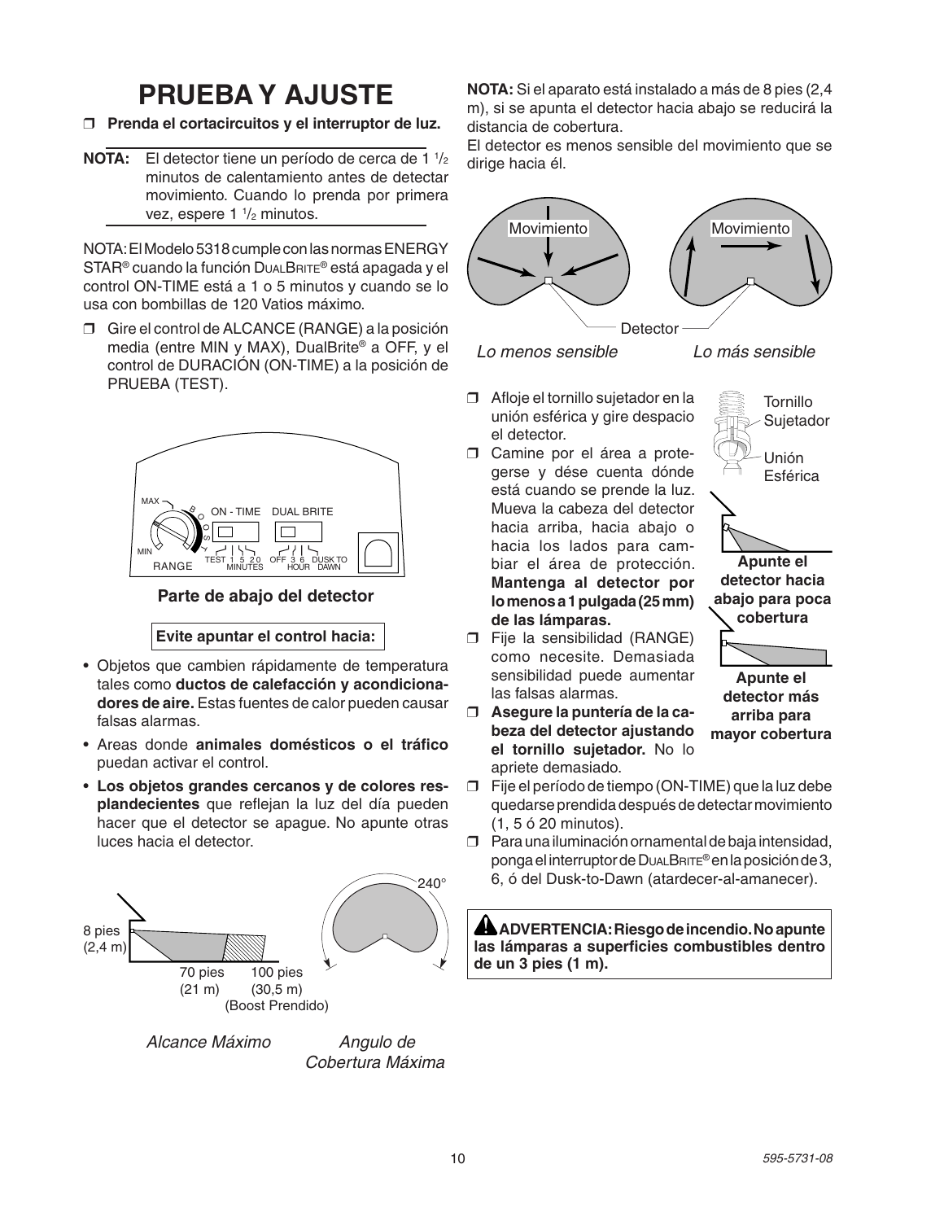# PRUEBA Y AJUSTE

❒ **Prenda el cortacircuitos y el interruptor de luz.**

**NOTA:** El detector tiene un período de cerca de 1 ½ minutos de calentamiento antes de detectar movimiento. Cuando lo prenda por primera vez, espere 1 ½ minutos.

NOTA: El Modelo 5318 cumple con las normas ENERGY STAR® cuando la función DualBrite® está apagada y el control ON-TIME está a 1 o 5 minutos y cuando se lo usa con bombillas de 120 Vatios máximo.

❒ Gire el control de ALCANCE (RANGE) a la posición media (entre MIN y MAX), DualBrite® a OFF, y el control de DURACIÓN (ON-TIME) a la posición de PRUEBA (TEST).

MAX
BOOST
MIN
RANGE
ON - TIME
TEST 1 5 20
MINUTES
DUAL BRITE
OFF 3 6 DUSK TO
HOUR DAWN

**Parte de abajo del detector**

**Evite apuntar el control hacia:**

- Objetos que cambien rápidamente de temperatura tales como **ductos de calefacción y acondicionadores de aire.** Estas fuentes de calor pueden causar falsas alarmas.
- Areas donde **animales domésticos o el tráfico** puedan activar el control.
- **Los objetos grandes cercanos y de colores resplandecientes** que reflejan la luz del día pueden hacer que el detector se apague. No apunte otras luces hacia el detector.

8 pies
(2,4 m)
70 pies
(21 m)
100 pies
(30,5 m)
(Boost Prendido)

*Alcance Máximo*

240°

*Angulo de Cobertura Máxima*

**NOTA:** Si el aparato está instalado a más de 8 pies (2,4 m), si se apunta el detector hacia abajo se reducirá la distancia de cobertura.
El detector es menos sensible del movimiento que se dirige hacia él.

Movimiento
Movimiento
Detector

*Lo menos sensible* *Lo más sensible*

❒ Afloje el tornillo sujetador en la unión esférica y gire despacio el detector.

❒ Camine por el área a protegerse y dése cuenta dónde está cuando se prende la luz. Mueva la cabeza del detector hacia arriba, hacia abajo o hacia los lados para cambiar el área de protección. **Mantenga al detector por lo menos a 1 pulgada (25 mm) de las lámparas.**

❒ Fije la sensibilidad (RANGE) como necesite. Demasiada sensibilidad puede aumentar las falsas alarmas.

❒ **Asegure la puntería de la cabeza del detector ajustando el tornillo sujetador.** No lo apriete demasiado.

Tornillo Sujetador
Unión Esférica

**Apunte el detector hacia abajo para poca cobertura**

**Apunte el detector más arriba para mayor cobertura**

❒ Fije el período de tiempo (ON-TIME) que la luz debe quedarse prendida después de detectar movimiento (1, 5 ó 20 minutos).

❒ Para una iluminación ornamental de baja intensidad, ponga el interruptor de DualBrite® en la posición de 3, 6, ó del Dusk-to-Dawn (atardecer-al-amanecer).

**⚠ADVERTENCIA: Riesgo de incendio. No apunte las lámparas a superficies combustibles dentro de un 3 pies (1 m).**

595-5731-08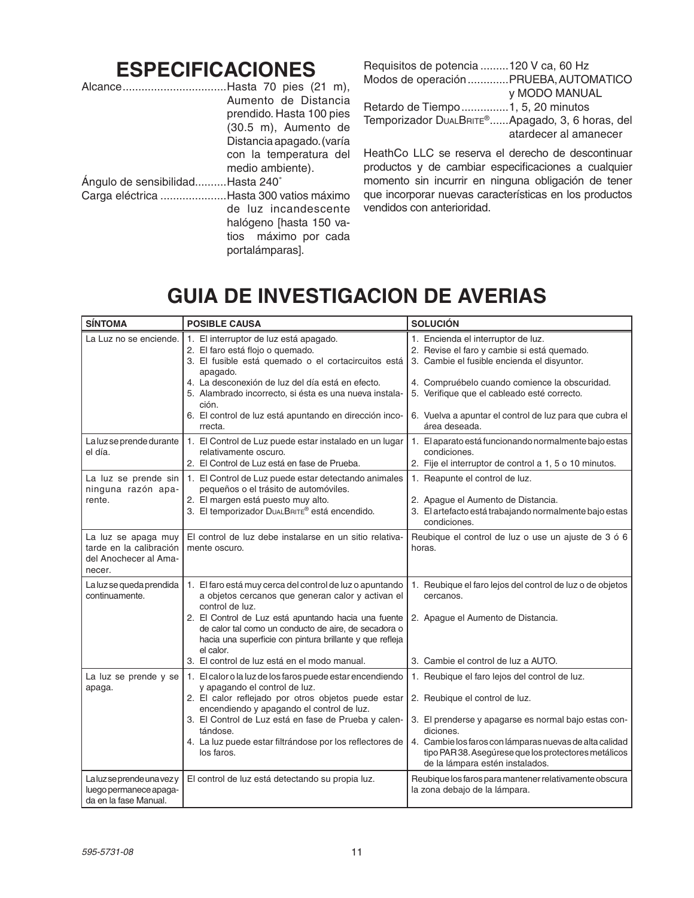# ESPECIFICACIONES

Alcance................................Hasta 70 pies (21 m), Aumento de Distancia prendido. Hasta 100 pies (30.5 m), Aumento de Distancia apagado. (varía con la temperatura del medio ambiente).

Ángulo de sensibilidad..........Hasta 240˚

Carga eléctrica .....................Hasta 300 vatios máximo de luz incandescente halógeno [hasta 150 vatios máximo por cada portalámparas].

Requisitos de potencia .........120 V ca, 60 Hz

Modos de operación............PRUEBA, AUTOMATICO y MODO MANUAL

Retardo de Tiempo...............1, 5, 20 minutos

Temporizador DualBrite®......Apagado, 3, 6 horas, del atardecer al amanecer

HeathCo LLC se reserva el derecho de descontinuar productos y de cambiar especificaciones a cualquier momento sin incurrir en ninguna obligación de tener que incorporar nuevas características en los productos vendidos con anterioridad.

# GUIA DE INVESTIGACION DE AVERIAS

| SÍNTOMA | POSIBLE CAUSA | SOLUCIÓN |
|---|---|---|
| La Luz no se enciende. | 1. El interruptor de luz está apagado.<br>2. El faro está flojo o quemado.<br>3. El fusible está quemado o el cortacircuitos está apagado.<br>4. La desconexión de luz del día está en efecto.<br>5. Alambrado incorrecto, si ésta es una nueva instalación.<br>6. El control de luz está apuntando en dirección incorrecta. | 1. Encienda el interruptor de luz.<br>2. Revise el faro y cambie si está quemado.<br>3. Cambie el fusible encienda el disyuntor.<br>4. Compruébelo cuando comience la obscuridad.<br>5. Verifique que el cableado esté correcto.<br>6. Vuelva a apuntar el control de luz para que cubra el área deseada. |
| La luz se prende durante el día. | 1. El Control de Luz puede estar instalado en un lugar relativamente oscuro.<br>2. El Control de Luz está en fase de Prueba. | 1. El aparato está funcionando normalmente bajo estas condiciones.<br>2. Fije el interruptor de control a 1, 5 o 10 minutos. |
| La luz se prende sin ninguna razón aparente. | 1. El Control de Luz puede estar detectando animales pequeños o el trásito de automóviles.<br>2. El margen está puesto muy alto.<br>3. El temporizador DualBrite® está encendido. | 1. Reapunte el control de luz.<br>2. Apague el Aumento de Distancia.<br>3. El artefacto está trabajando normalmente bajo estas condiciones. |
| La luz se apaga muy tarde en la calibración del Anochecer al Amanecer. | El control de luz debe instalarse en un sitio relativamente oscuro. | Reubique el control de luz o use un ajuste de 3 ó 6 horas. |
| La luz se queda prendida continuamente. | 1. El faro está muy cerca del control de luz o apuntando a objetos cercanos que generan calor y activan el control de luz.<br>2. El Control de Luz está apuntando hacia una fuente de calor tal como un conducto de aire, de secadora o hacia una superficie con pintura brillante y que refleja el calor.<br>3. El control de luz está en el modo manual. | 1. Reubique el faro lejos del control de luz o de objetos cercanos.<br>2. Apague el Aumento de Distancia.<br>3. Cambie el control de luz a AUTO. |
| La luz se prende y se apaga. | 1. El calor o la luz de los faros puede estar encendiendo y apagando el control de luz.<br>2. El calor reflejado por otros objetos puede estar encendiendo y apagando el control de luz.<br>3. El Control de Luz está en fase de Prueba y calentándose.<br>4. La luz puede estar filtrándose por los reflectores de los faros. | 1. Reubique el faro lejos del control de luz.<br>2. Reubique el control de luz.<br>3. El prenderse y apagarse es normal bajo estas condiciones.<br>4. Cambie los faros con lámparas nuevas de alta calidad tipo PAR 38. Asegúrese que los protectores metálicos de la lámpara estén instalados. |
| La luz se prende una vez y luego permanece apagada en la fase Manual. | El control de luz está detectando su propia luz. | Reubique los faros para mantener relativamente obscura la zona debajo de la lámpara. |

595-5731-08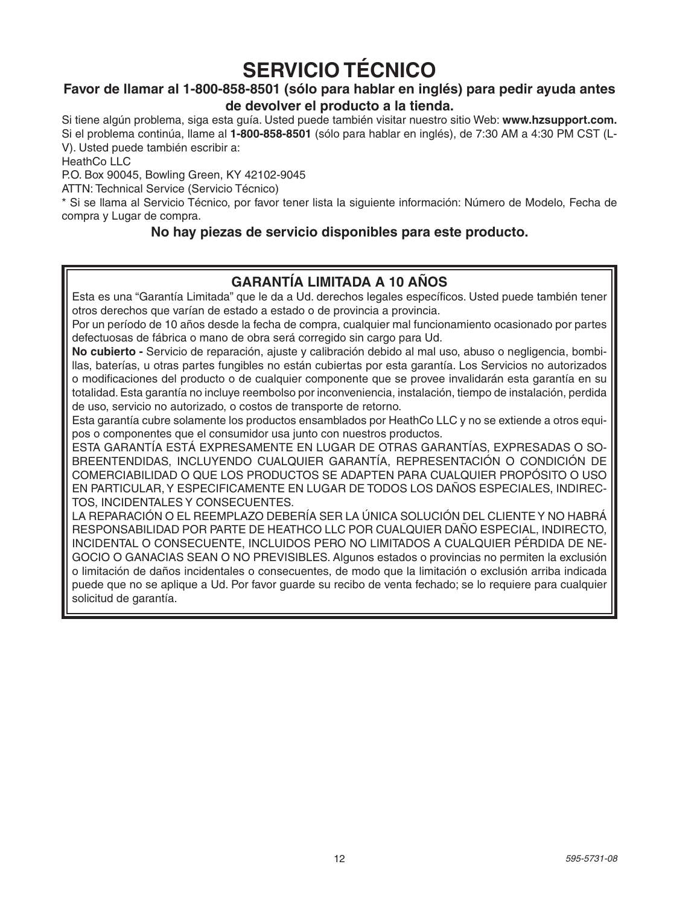# SERVICIO TÉCNICO

**Favor de llamar al 1-800-858-8501 (sólo para hablar en inglés) para pedir ayuda antes de devolver el producto a la tienda.**

Si tiene algún problema, siga esta guía. Usted puede también visitar nuestro sitio Web: **www.hzsupport.com.** Si el problema continúa, llame al **1-800-858-8501** (sólo para hablar en inglés), de 7:30 AM a 4:30 PM CST (L-V). Usted puede también escribir a:

HeathCo LLC
P.O. Box 90045, Bowling Green, KY 42102-9045
ATTN: Technical Service (Servicio Técnico)

* Si se llama al Servicio Técnico, por favor tener lista la siguiente información: Número de Modelo, Fecha de compra y Lugar de compra.

**No hay piezas de servicio disponibles para este producto.**

## GARANTÍA LIMITADA A 10 AÑOS

Esta es una “Garantía Limitada” que le da a Ud. derechos legales específicos. Usted puede también tener otros derechos que varían de estado a estado o de provincia a provincia.

Por un período de 10 años desde la fecha de compra, cualquier mal funcionamiento ocasionado por partes defectuosas de fábrica o mano de obra será corregido sin cargo para Ud.

**No cubierto -** Servicio de reparación, ajuste y calibración debido al mal uso, abuso o negligencia, bombillas, baterías, u otras partes fungibles no están cubiertas por esta garantía. Los Servicios no autorizados o modificaciones del producto o de cualquier componente que se provee invalidarán esta garantía en su totalidad. Esta garantía no incluye reembolso por inconveniencia, instalación, tiempo de instalación, perdida de uso, servicio no autorizado, o costos de transporte de retorno.

Esta garantía cubre solamente los productos ensamblados por HeathCo LLC y no se extiende a otros equipos o componentes que el consumidor usa junto con nuestros productos.

ESTA GARANTÍA ESTÁ EXPRESAMENTE EN LUGAR DE OTRAS GARANTÍAS, EXPRESADAS O SOBREENTENDIDAS, INCLUYENDO CUALQUIER GARANTÍA, REPRESENTACIÓN O CONDICIÓN DE COMERCIABILIDAD O QUE LOS PRODUCTOS SE ADAPTEN PARA CUALQUIER PROPÓSITO O USO EN PARTICULAR, Y ESPECIFICAMENTE EN LUGAR DE TODOS LOS DAÑOS ESPECIALES, INDIRECTOS, INCIDENTALES Y CONSECUENTES.

LA REPARACIÓN O EL REEMPLAZO DEBERÍA SER LA ÚNICA SOLUCIÓN DEL CLIENTE Y NO HABRÁ RESPONSABILIDAD POR PARTE DE HEATHCO LLC POR CUALQUIER DAÑO ESPECIAL, INDIRECTO, INCIDENTAL O CONSECUENTE, INCLUIDOS PERO NO LIMITADOS A CUALQUIER PÉRDIDA DE NEGOCIO O GANACIAS SEAN O NO PREVISIBLES. Algunos estados o provincias no permiten la exclusión o limitación de daños incidentales o consecuentes, de modo que la limitación o exclusión arriba indicada puede que no se aplique a Ud. Por favor guarde su recibo de venta fechado; se lo requiere para cualquier solicitud de garantía.

*595-5731-08*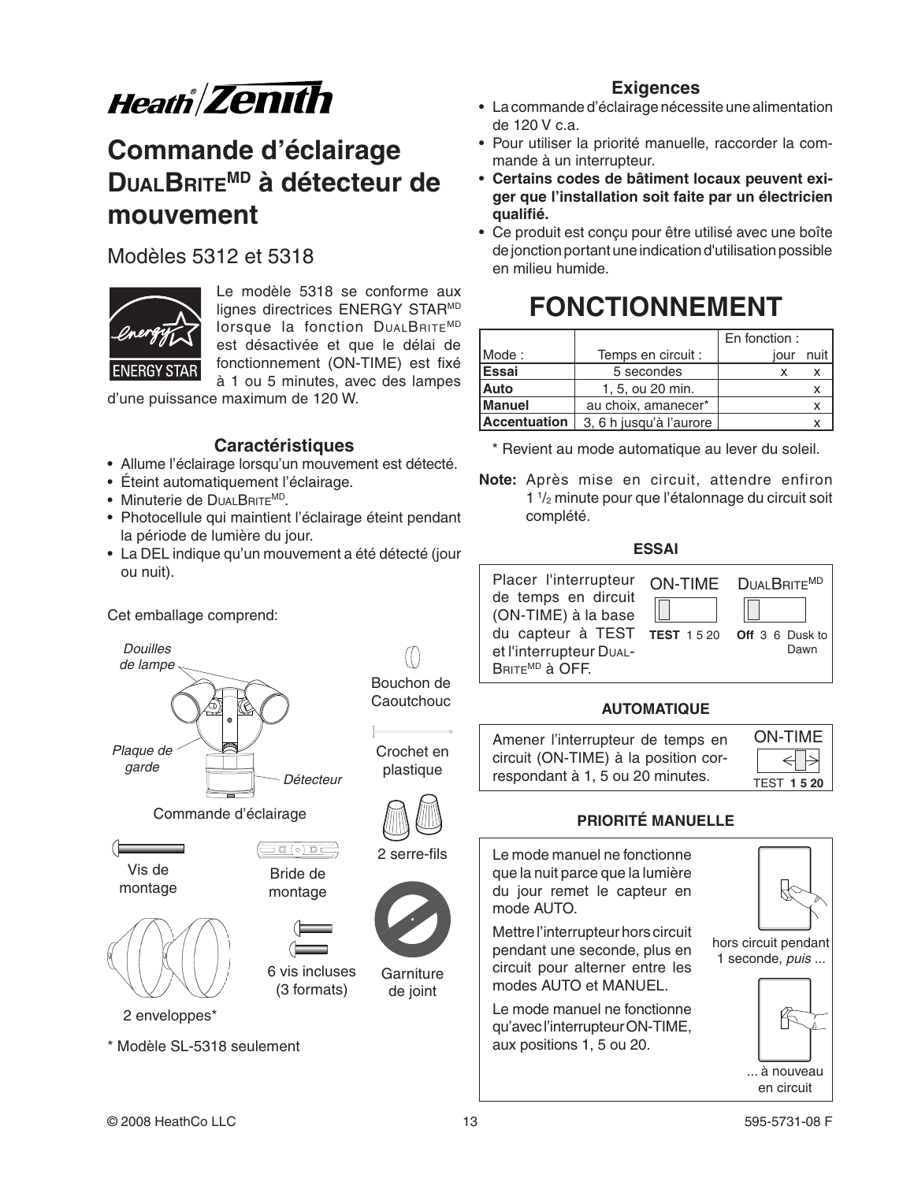Heath®/Zenith

# Commande d'éclairage DualBrite[MD] à détecteur de mouvement

Modèles 5312 et 5318

ENERGY STAR

Le modèle 5318 se conforme aux lignes directrices ENERGY STAR[MD] lorsque la fonction DualBrite[MD] est désactivée et que le délai de fonctionnement (ON-TIME) est fixé à 1 ou 5 minutes, avec des lampes d'une puissance maximum de 120 W.

### Caractéristiques

- Allume l'éclairage lorsqu'un mouvement est détecté.
- Éteint automatiquement l'éclairage.
- Minuterie de DualBrite[MD].
- Photocellule qui maintient l'éclairage éteint pendant la période de lumière du jour.
- La DEL indique qu'un mouvement a été détecté (jour ou nuit).

Cet emballage comprend:

*Douilles de lampe*

*Plaque de garde*

*Détecteur*

Commande d'éclairage

Bouchon de Caoutchouc

Crochet en plastique

2 serre-fils

Vis de montage

Bride de montage

6 vis incluses (3 formats)

Garniture de joint

2 enveloppes*

\* Modèle SL-5318 seulement

### Exigences

- La commande d'éclairage nécessite une alimentation de 120 V c.a.
- Pour utiliser la priorité manuelle, raccorder la commande à un interrupteur.
- **Certains codes de bâtiment locaux peuvent exiger que l'installation soit faite par un électricien qualifié.**
- Ce produit est conçu pour être utilisé avec une boîte de jonction portant une indication d'utilisation possible en milieu humide.

# FONCTIONNEMENT

| Mode : | Temps en circuit : | En fonction : jour | nuit |
|---|---|---|---|
| **Essai** | 5 secondes | x | x |
| **Auto** | 1, 5, ou 20 min. | | x |
| **Manuel** | au choix, amanecer* | | x |
| **Accentuation** | 3, 6 h jusqu'à l'aurore | | x |

\* Revient au mode automatique au lever du soleil.

**Note:** Après mise en circuit, attendre enfiron 1 1/2 minute pour que l'étalonnage du circuit soit complété.

#### ESSAI

Placer l'interrupteur de temps en dircuit (ON-TIME) à la base du capteur à TEST et l'interrupteur DualBrite[MD] à OFF.

ON-TIME
**TEST** 1 5 20

DualBrite[MD]
**Off** 3 6 Dusk to Dawn

#### AUTOMATIQUE

Amener l'interrupteur de temps en circuit (ON-TIME) à la position correspondant à 1, 5 ou 20 minutes.

ON-TIME
TEST **1 5 20**

#### PRIORITÉ MANUELLE

Le mode manuel ne fonctionne que la nuit parce que la lumière du jour remet le capteur en mode AUTO.

Mettre l'interrupteur hors circuit pendant une seconde, plus en circuit pour alterner entre les modes AUTO et MANUEL.

Le mode manuel ne fonctionne qu'avec l'interrupteur ON-TIME, aux positions 1, 5 ou 20.

hors circuit pendant 1 seconde, *puis ...*

... à nouveau en circuit

© 2008 HeathCo LLC

595-5731-08 F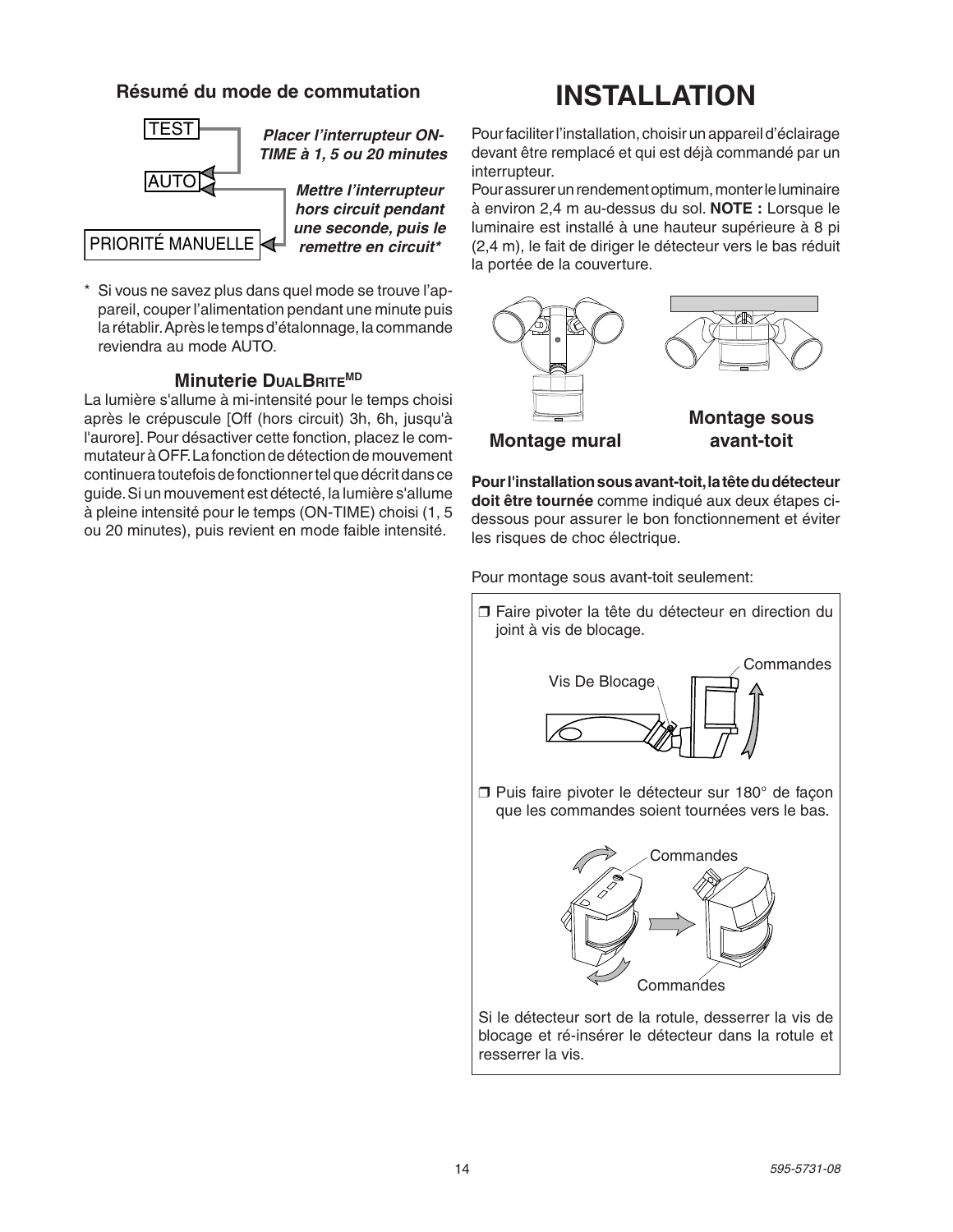### Résumé du mode de commutation

TEST

*Placer l'interrupteur ON-TIME à 1, 5 ou 20 minutes*

AUTO

*Mettre l'interrupteur hors circuit pendant une seconde, puis le remettre en circuit**

PRIORITÉ MANUELLE

\* Si vous ne savez plus dans quel mode se trouve l'appareil, couper l'alimentation pendant une minute puis la rétablir. Après le temps d'étalonnage, la commande reviendra au mode AUTO.

### Minuterie DualBrite[MD]

La lumière s'allume à mi-intensité pour le temps choisi après le crépuscule [Off (hors circuit) 3h, 6h, jusqu'à l'aurore]. Pour désactiver cette fonction, placez le commutateur à OFF. La fonction de détection de mouvement continuera toutefois de fonctionner tel que décrit dans ce guide. Si un mouvement est détecté, la lumière s'allume à pleine intensité pour le temps (ON-TIME) choisi (1, 5 ou 20 minutes), puis revient en mode faible intensité.

# INSTALLATION

Pour faciliter l'installation, choisir un appareil d'éclairage devant être remplacé et qui est déjà commandé par un interrupteur.

Pour assurer un rendement optimum, monter le luminaire à environ 2,4 m au-dessus du sol. **NOTE :** Lorsque le luminaire est installé à une hauteur supérieure à 8 pi (2,4 m), le fait de diriger le détecteur vers le bas réduit la portée de la couverture.

**Montage mural**

**Montage sous avant-toit**

**Pour l'installation sous avant-toit, la tête du détecteur doit être tournée** comme indiqué aux deux étapes ci-dessous pour assurer le bon fonctionnement et éviter les risques de choc électrique.

Pour montage sous avant-toit seulement:

- ❒ Faire pivoter la tête du détecteur en direction du joint à vis de blocage.

Vis De Blocage

Commandes

- ❒ Puis faire pivoter le détecteur sur 180° de façon que les commandes soient tournées vers le bas.

Commandes

Commandes

Si le détecteur sort de la rotule, desserrer la vis de blocage et ré-insérer le détecteur dans la rotule et resserrer la vis.

595-5731-08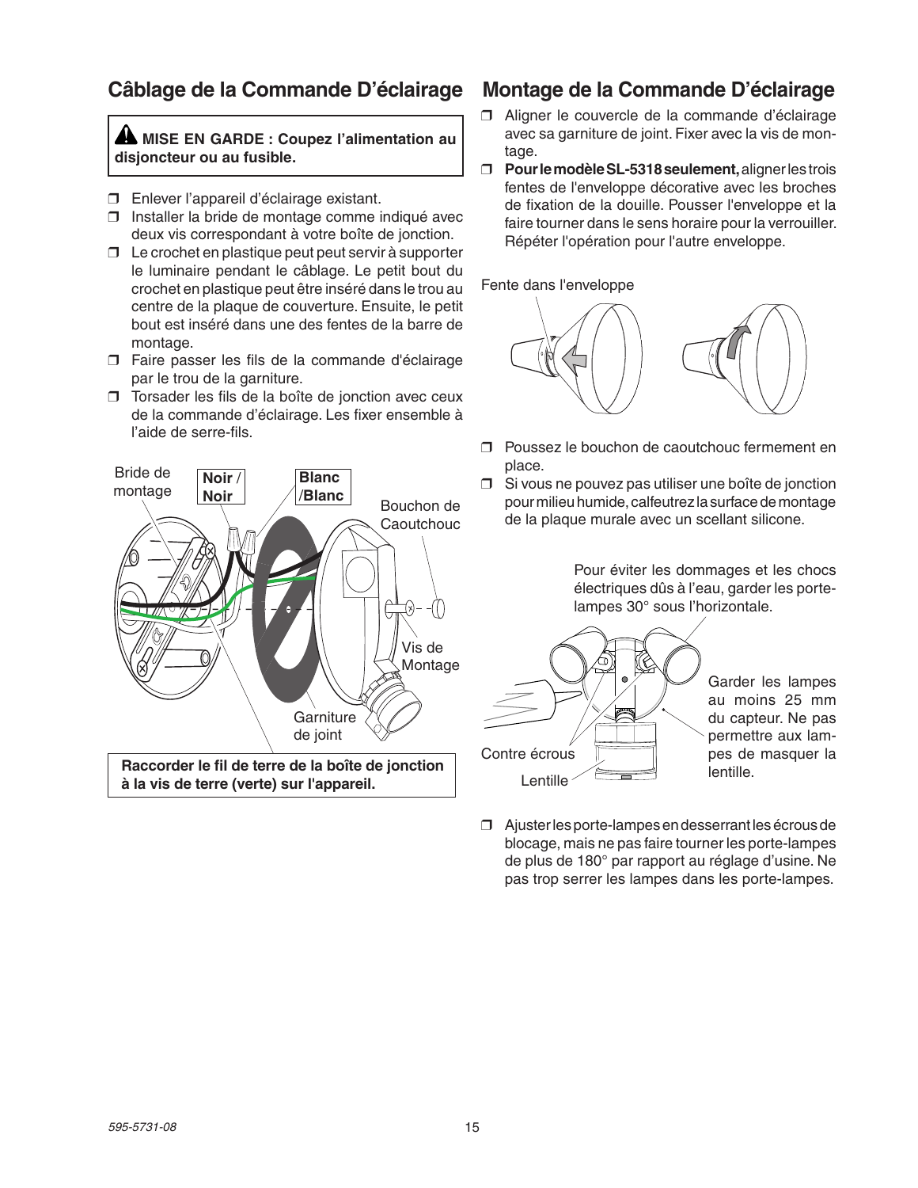## Câblage de la Commande D’éclairage

> ⚠ **MISE EN GARDE : Coupez l’alimentation au disjoncteur ou au fusible.**

- ❒ Enlever l’appareil d’éclairage existant.
- ❒ Installer la bride de montage comme indiqué avec deux vis correspondant à votre boîte de jonction.
- ❒ Le crochet en plastique peut peut servir à supporter le luminaire pendant le câblage. Le petit bout du crochet en plastique peut être inséré dans le trou au centre de la plaque de couverture. Ensuite, le petit bout est inséré dans une des fentes de la barre de montage.
- ❒ Faire passer les fils de la commande d'éclairage par le trou de la garniture.
- ❒ Torsader les fils de la boîte de jonction avec ceux de la commande d’éclairage. Les fixer ensemble à l’aide de serre-fils.

Bride de montage

**Noir** / **Noir**

**Blanc** /**Blanc**

Bouchon de Caoutchouc

Vis de Montage

Garniture de joint

**Raccorder le fil de terre de la boîte de jonction à la vis de terre (verte) sur l'appareil.**

## Montage de la Commande D’éclairage

- ❒ Aligner le couvercle de la commande d’éclairage avec sa garniture de joint. Fixer avec la vis de montage.
- ❒ **Pour le modèle SL-5318 seulement,** aligner les trois fentes de l'enveloppe décorative avec les broches de fixation de la douille. Pousser l'enveloppe et la faire tourner dans le sens horaire pour la verrouiller. Répéter l'opération pour l'autre enveloppe.

Fente dans l'enveloppe

- ❒ Poussez le bouchon de caoutchouc fermement en place.
- ❒ Si vous ne pouvez pas utiliser une boîte de jonction pour milieu humide, calfeutrez la surface de montage de la plaque murale avec un scellant silicone.

Pour éviter les dommages et les chocs électriques dûs à l’eau, garder les porte-lampes 30° sous l’horizontale.

Garder les lampes au moins 25 mm du capteur. Ne pas permettre aux lampes de masquer la lentille.

Contre écrous

Lentille

- ❒ Ajuster les porte-lampes en desserrant les écrous de blocage, mais ne pas faire tourner les porte-lampes de plus de 180° par rapport au réglage d’usine. Ne pas trop serrer les lampes dans les porte-lampes.

595-5731-08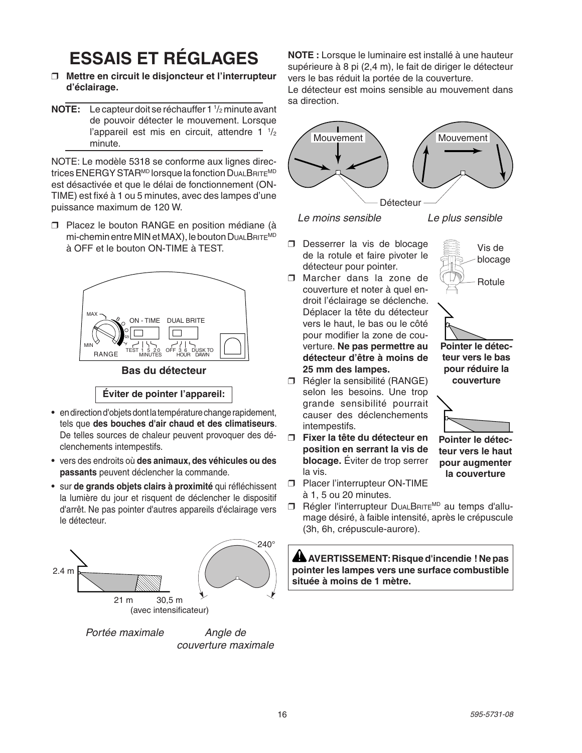# ESSAIS ET RÉGLAGES

- ❒ **Mettre en circuit le disjoncteur et l'interrupteur d'éclairage.**

**NOTE:** Le capteur doit se réchauffer 1 1/2 minute avant de pouvoir détecter le mouvement. Lorsque l'appareil est mis en circuit, attendre 1 1/2 minute.

NOTE: Le modèle 5318 se conforme aux lignes directrices ENERGY STAR[MD] lorsque la fonction DUALBRITE[MD] est désactivée et que le délai de fonctionnement (ON-TIME) est fixé à 1 ou 5 minutes, avec des lampes d'une puissance maximum de 120 W.

- ❒ Placez le bouton RANGE en position médiane (à mi-chemin entre MIN et MAX), le bouton DUALBRITE[MD] à OFF et le bouton ON-TIME à TEST.

**Bas du détecteur**

**Éviter de pointer l'appareil:**

- en direction d'objets dont la température change rapidement, tels que **des bouches d'air chaud et des climatiseurs**. De telles sources de chaleur peuvent provoquer des déclenchements intempestifs.
- vers des endroits où **des animaux, des véhicules ou des passants** peuvent déclencher la commande.
- sur **de grands objets clairs à proximité** qui réfléchissent la lumière du jour et risquent de déclencher le dispositif d'arrêt. Ne pas pointer d'autres appareils d'éclairage vers le détecteur.

2.4 m — 21 m — 30,5 m (avec intensificateur) — 240°

*Portée maximale* *Angle de couverture maximale*

**NOTE :** Lorsque le luminaire est installé à une hauteur supérieure à 8 pi (2,4 m), le fait de diriger le détecteur vers le bas réduit la portée de la couverture.
Le détecteur est moins sensible au mouvement dans sa direction.

*Le moins sensible* *Le plus sensible*

- ❒ Desserrer la vis de blocage de la rotule et faire pivoter le détecteur pour pointer.
- ❒ Marcher dans la zone de couverture et noter à quel endroit l'éclairage se déclenche. Déplacer la tête du détecteur vers le haut, le bas ou le côté pour modifier la zone de couverture. **Ne pas permettre au détecteur d'être à moins de 25 mm des lampes.**
- ❒ Régler la sensibilité (RANGE) selon les besoins. Une trop grande sensibilité pourrait causer des déclenchements intempestifs.
- ❒ **Fixer la tête du détecteur en position en serrant la vis de blocage.** Éviter de trop serrer la vis.
- ❒ Placer l'interrupteur ON-TIME à 1, 5 ou 20 minutes.
- ❒ Régler l'interrupteur DUALBRITE[MD] au temps d'allumage désiré, à faible intensité, après le crépuscule (3h, 6h, crépuscule-aurore).

**Pointer le détecteur vers le bas pour réduire la couverture**

**Pointer le détecteur vers le haut pour augmenter la couverture**

⚠ **AVERTISSEMENT: Risque d'incendie ! Ne pas pointer les lampes vers une surface combustible située à moins de 1 mètre.**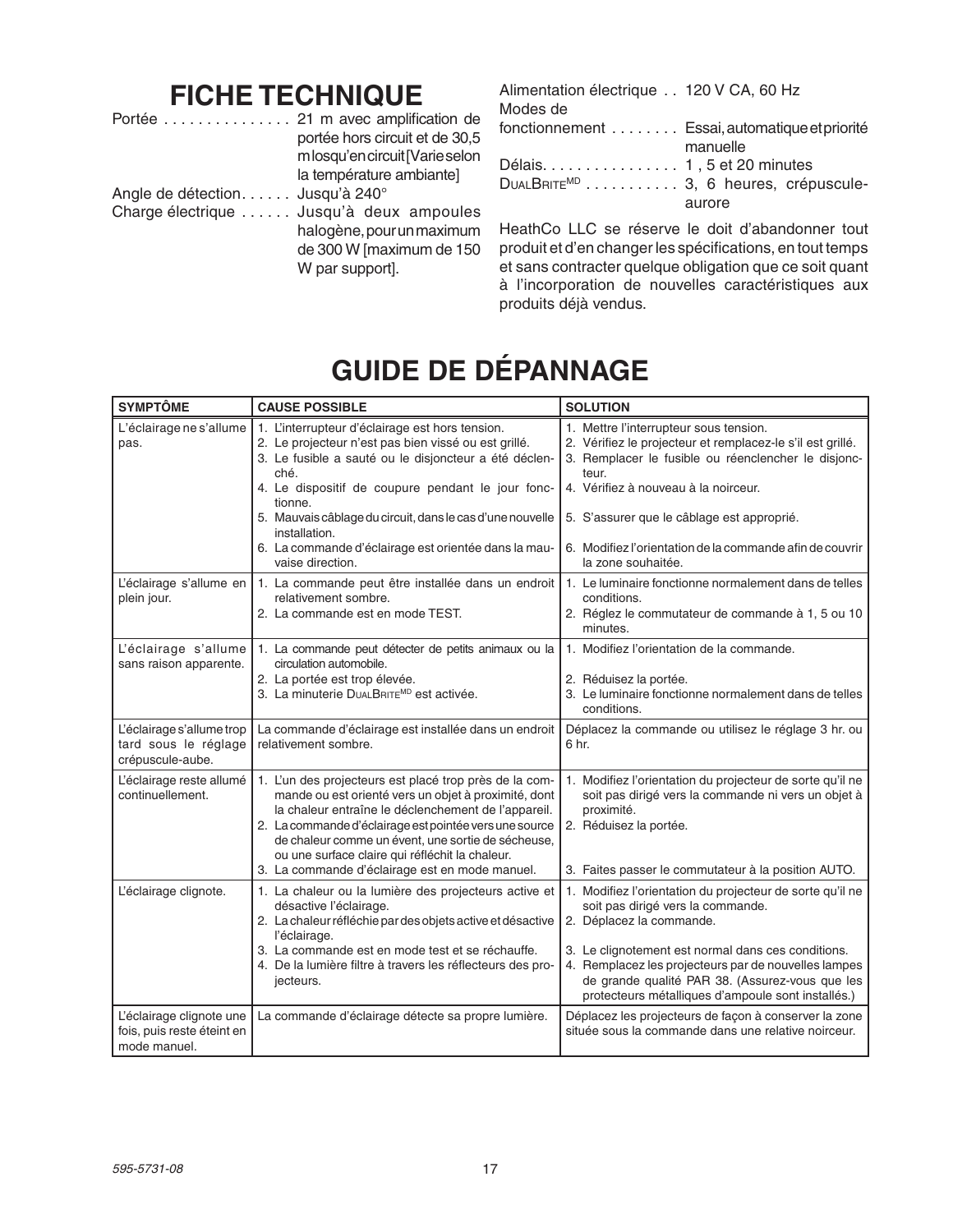# FICHE TECHNIQUE

Portée . . . . . . . . . . . . . . . 21 m avec amplification de portée hors circuit et de 30,5 m losqu'en circuit [Varie selon la température ambiante]

Angle de détection. . . . . . Jusqu'à 240°

Charge électrique . . . . . . Jusqu'à deux ampoules halogène, pour un maximum de 300 W [maximum de 150 W par support].

Alimentation électrique . . 120 V CA, 60 Hz

Modes de fonctionnement . . . . . . . . Essai, automatique et priorité manuelle

Délais. . . . . . . . . . . . . . . . 1 , 5 et 20 minutes

DualBrite<sup>MD</sup> . . . . . . . . . . . 3, 6 heures, crépuscule-aurore

HeathCo LLC se réserve le doit d'abandonner tout produit et d'en changer les spécifications, en tout temps et sans contracter quelque obligation que ce soit quant à l'incorporation de nouvelles caractéristiques aux produits déjà vendus.

# GUIDE DE DÉPANNAGE

| SYMPTÔME | CAUSE POSSIBLE | SOLUTION |
|---|---|---|
| L'éclairage ne s'allume pas. | 1. L'interrupteur d'éclairage est hors tension.<br>2. Le projecteur n'est pas bien vissé ou est grillé.<br>3. Le fusible a sauté ou le disjoncteur a été déclenché.<br>4. Le dispositif de coupure pendant le jour fonctionne.<br>5. Mauvais câblage du circuit, dans le cas d'une nouvelle installation.<br>6. La commande d'éclairage est orientée dans la mauvaise direction. | 1. Mettre l'interrupteur sous tension.<br>2. Vérifiez le projecteur et remplacez-le s'il est grillé.<br>3. Remplacer le fusible ou réenclencher le disjoncteur.<br>4. Vérifiez à nouveau à la noirceur.<br>5. S'assurer que le câblage est approprié.<br>6. Modifiez l'orientation de la commande afin de couvrir la zone souhaitée. |
| L'éclairage s'allume en plein jour. | 1. La commande peut être installée dans un endroit relativement sombre.<br>2. La commande est en mode TEST. | 1. Le luminaire fonctionne normalement dans de telles conditions.<br>2. Réglez le commutateur de commande à 1, 5 ou 10 minutes. |
| L'éclairage s'allume sans raison apparente. | 1. La commande peut détecter de petits animaux ou la circulation automobile.<br>2. La portée est trop élevée.<br>3. La minuterie DualBrite<sup>MD</sup> est activée. | 1. Modifiez l'orientation de la commande.<br>2. Réduisez la portée.<br>3. Le luminaire fonctionne normalement dans de telles conditions. |
| L'éclairage s'allume trop tard sous le réglage crépuscule-aube. | La commande d'éclairage est installée dans un endroit relativement sombre. | Déplacez la commande ou utilisez le réglage 3 hr. ou 6 hr. |
| L'éclairage reste allumé continuellement. | 1. L'un des projecteurs est placé trop près de la commande ou est orienté vers un objet à proximité, dont la chaleur entraîne le déclenchement de l'appareil.<br>2. La commande d'éclairage est pointée vers une source de chaleur comme un évent, une sortie de sécheuse, ou une surface claire qui réfléchit la chaleur.<br>3. La commande d'éclairage est en mode manuel. | 1. Modifiez l'orientation du projecteur de sorte qu'il ne soit pas dirigé vers la commande ni vers un objet à proximité.<br>2. Réduisez la portée.<br>3. Faites passer le commutateur à la position AUTO. |
| L'éclairage clignote. | 1. La chaleur ou la lumière des projecteurs active et désactive l'éclairage.<br>2. La chaleur réfléchie par des objets active et désactive l'éclairage.<br>3. La commande est en mode test et se réchauffe.<br>4. De la lumière filtre à travers les réflecteurs des projecteurs. | 1. Modifiez l'orientation du projecteur de sorte qu'il ne soit pas dirigé vers la commande.<br>2. Déplacez la commande.<br>3. Le clignotement est normal dans ces conditions.<br>4. Remplacez les projecteurs par de nouvelles lampes de grande qualité PAR 38. (Assurez-vous que les protecteurs métalliques d'ampoule sont installés.) |
| L'éclairage clignote une fois, puis reste éteint en mode manuel. | La commande d'éclairage détecte sa propre lumière. | Déplacez les projecteurs de façon à conserver la zone située sous la commande dans une relative noirceur. |

595-5731-08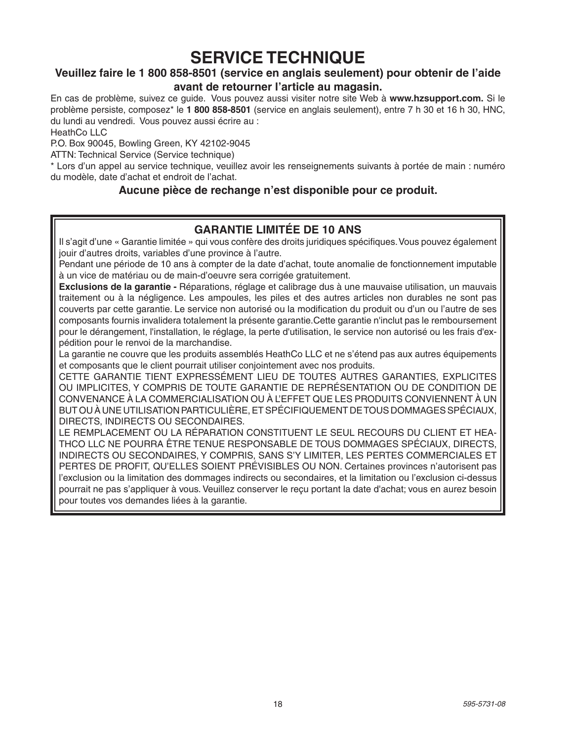# SERVICE TECHNIQUE

**Veuillez faire le 1 800 858-8501 (service en anglais seulement) pour obtenir de l'aide avant de retourner l'article au magasin.**

En cas de problème, suivez ce guide. Vous pouvez aussi visiter notre site Web à **www.hzsupport.com.** Si le problème persiste, composez* le **1 800 858-8501** (service en anglais seulement), entre 7 h 30 et 16 h 30, HNC, du lundi au vendredi. Vous pouvez aussi écrire au :

HeathCo LLC
P.O. Box 90045, Bowling Green, KY 42102-9045
ATTN: Technical Service (Service technique)

* Lors d'un appel au service technique, veuillez avoir les renseignements suivants à portée de main : numéro du modèle, date d'achat et endroit de l'achat.

**Aucune pièce de rechange n'est disponible pour ce produit.**

## GARANTIE LIMITÉE DE 10 ANS

Il s'agit d'une « Garantie limitée » qui vous confère des droits juridiques spécifiques. Vous pouvez également jouir d'autres droits, variables d'une province à l'autre.

Pendant une période de 10 ans à compter de la date d'achat, toute anomalie de fonctionnement imputable à un vice de matériau ou de main-d'oeuvre sera corrigée gratuitement.

**Exclusions de la garantie -** Réparations, réglage et calibrage dus à une mauvaise utilisation, un mauvais traitement ou à la négligence. Les ampoules, les piles et des autres articles non durables ne sont pas couverts par cette garantie. Le service non autorisé ou la modification du produit ou d'un ou l'autre de ses composants fournis invalidera totalement la présente garantie.Cette garantie n'inclut pas le remboursement pour le dérangement, l'installation, le réglage, la perte d'utilisation, le service non autorisé ou les frais d'expédition pour le renvoi de la marchandise.

La garantie ne couvre que les produits assemblés HeathCo LLC et ne s'étend pas aux autres équipements et composants que le client pourrait utiliser conjointement avec nos produits.

CETTE GARANTIE TIENT EXPRESSÉMENT LIEU DE TOUTES AUTRES GARANTIES, EXPLICITES OU IMPLICITES, Y COMPRIS DE TOUTE GARANTIE DE REPRÉSENTATION OU DE CONDITION DE CONVENANCE À LA COMMERCIALISATION OU À L'EFFET QUE LES PRODUITS CONVIENNENT À UN BUT OU À UNE UTILISATION PARTICULIÈRE, ET SPÉCIFIQUEMENT DE TOUS DOMMAGES SPÉCIAUX, DIRECTS, INDIRECTS OU SECONDAIRES.

LE REMPLACEMENT OU LA RÉPARATION CONSTITUENT LE SEUL RECOURS DU CLIENT ET HEATHCO LLC NE POURRA ÊTRE TENUE RESPONSABLE DE TOUS DOMMAGES SPÉCIAUX, DIRECTS, INDIRECTS OU SECONDAIRES, Y COMPRIS, SANS S'Y LIMITER, LES PERTES COMMERCIALES ET PERTES DE PROFIT, QU'ELLES SOIENT PRÉVISIBLES OU NON. Certaines provinces n'autorisent pas l'exclusion ou la limitation des dommages indirects ou secondaires, et la limitation ou l'exclusion ci-dessus pourrait ne pas s'appliquer à vous. Veuillez conserver le reçu portant la date d'achat; vous en aurez besoin pour toutes vos demandes liées à la garantie.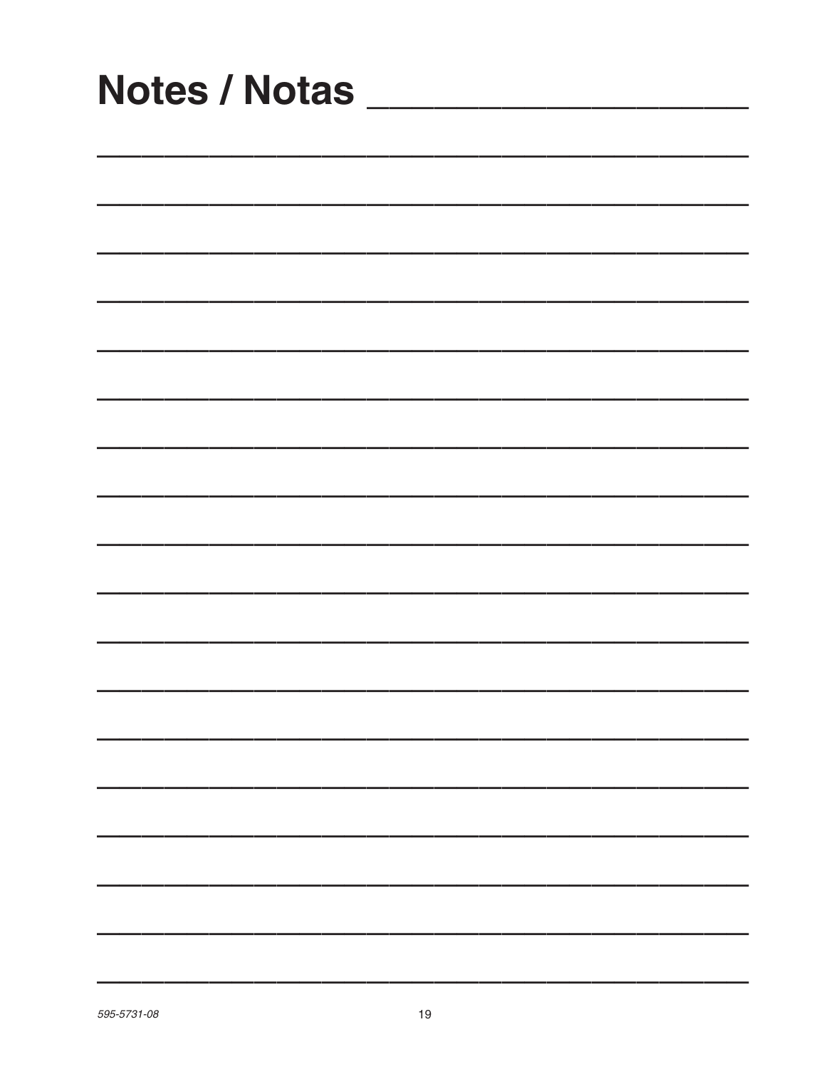# Notes / Notas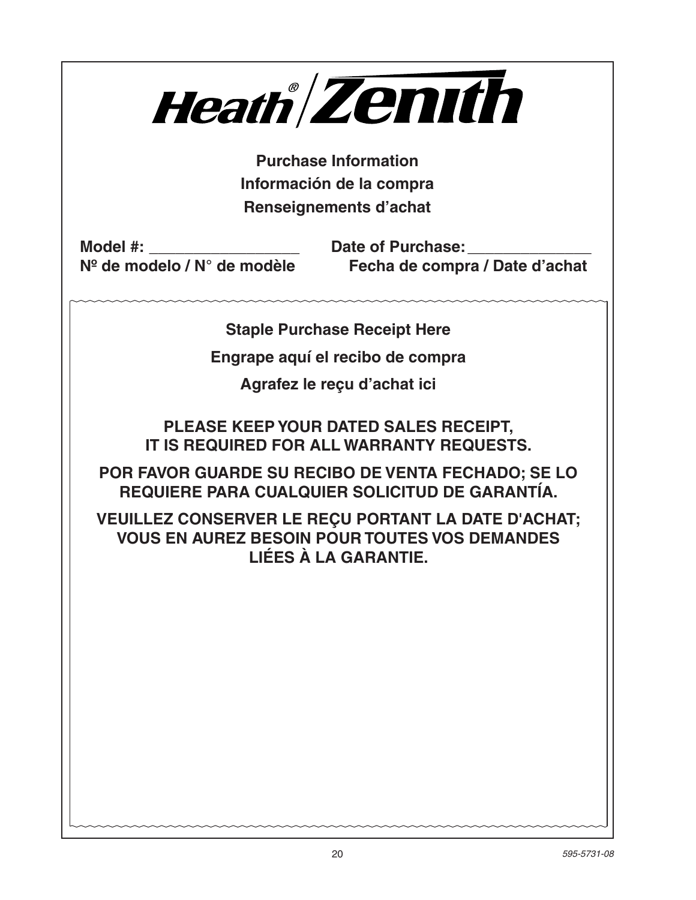# Heath®/Zenith

**Purchase Information**
**Información de la compra**
**Renseignements d'achat**

**Model #:** ___________________ **Date of Purchase:** _______________
**Nº de modelo / N° de modèle** **Fecha de compra / Date d'achat**

**Staple Purchase Receipt Here**

**Engrape aquí el recibo de compra**

**Agrafez le reçu d'achat ici**

**PLEASE KEEP YOUR DATED SALES RECEIPT, IT IS REQUIRED FOR ALL WARRANTY REQUESTS.**

**POR FAVOR GUARDE SU RECIBO DE VENTA FECHADO; SE LO REQUIERE PARA CUALQUIER SOLICITUD DE GARANTÍA.**

**VEUILLEZ CONSERVER LE REÇU PORTANT LA DATE D'ACHAT; VOUS EN AUREZ BESOIN POUR TOUTES VOS DEMANDES LIÉES À LA GARANTIE.**

595-5731-08